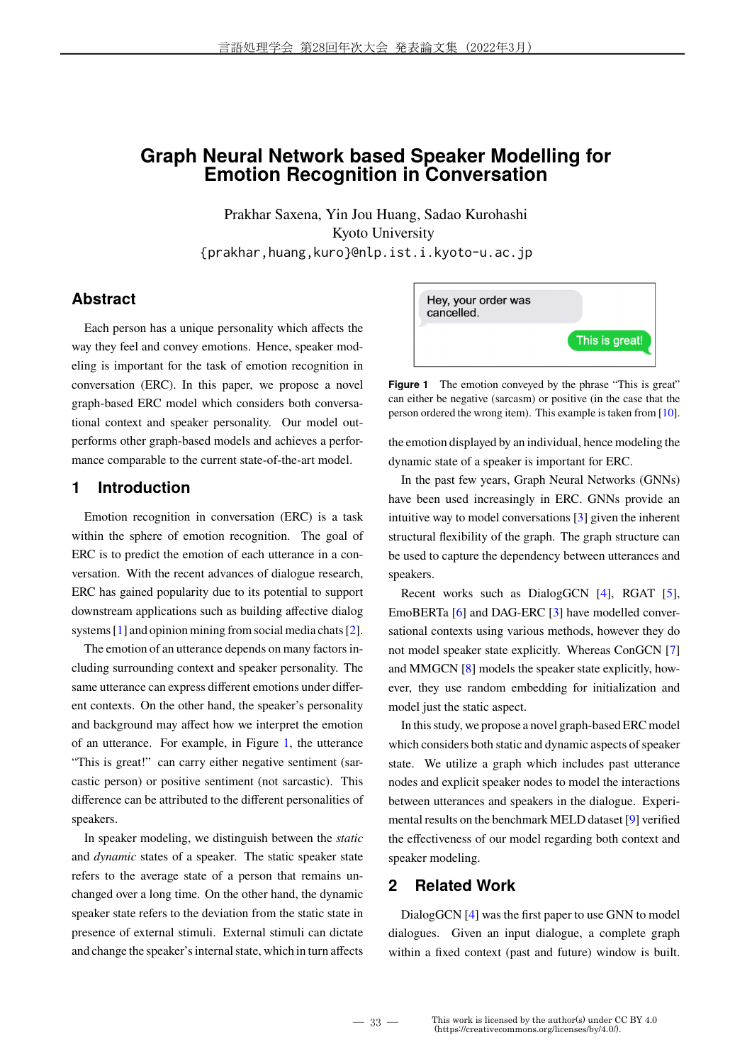# Graph Neural Network based Speaker Modelling for Emotion Recognition in Conversation

Prakhar Saxena, Yin Jou Huang, Sadao Kurohashi
Kyoto University
{prakhar,huang,kuro}@nlp.ist.i.kyoto-u.ac.jp

## Abstract

Each person has a unique personality which affects the way they feel and convey emotions. Hence, speaker modeling is important for the task of emotion recognition in conversation (ERC). In this paper, we propose a novel graph-based ERC model which considers both conversational context and speaker personality. Our model outperforms other graph-based models and achieves a performance comparable to the current state-of-the-art model.

## 1 Introduction

Emotion recognition in conversation (ERC) is a task within the sphere of emotion recognition. The goal of ERC is to predict the emotion of each utterance in a conversation. With the recent advances of dialogue research, ERC has gained popularity due to its potential to support downstream applications such as building affective dialog systems [1] and opinion mining from social media chats [2].

The emotion of an utterance depends on many factors including surrounding context and speaker personality. The same utterance can express different emotions under different contexts. On the other hand, the speaker's personality and background may affect how we interpret the emotion of an utterance. For example, in Figure 1, the utterance "This is great!" can carry either negative sentiment (sarcastic person) or positive sentiment (not sarcastic). This difference can be attributed to the different personalities of speakers.

In speaker modeling, we distinguish between the *static* and *dynamic* states of a speaker. The static speaker state refers to the average state of a person that remains unchanged over a long time. On the other hand, the dynamic speaker state refers to the deviation from the static state in presence of external stimuli. External stimuli can dictate and change the speaker's internal state, which in turn affects the emotion displayed by an individual, hence modeling the dynamic state of a speaker is important for ERC.

Hey, your order was cancelled.

This is great!

**Figure 1** The emotion conveyed by the phrase "This is great" can either be negative (sarcasm) or positive (in the case that the person ordered the wrong item). This example is taken from [10].

In the past few years, Graph Neural Networks (GNNs) have been used increasingly in ERC. GNNs provide an intuitive way to model conversations [3] given the inherent structural flexibility of the graph. The graph structure can be used to capture the dependency between utterances and speakers.

Recent works such as DialogGCN [4], RGAT [5], EmoBERTa [6] and DAG-ERC [3] have modelled conversational contexts using various methods, however they do not model speaker state explicitly. Whereas ConGCN [7] and MMGCN [8] models the speaker state explicitly, however, they use random embedding for initialization and model just the static aspect.

In this study, we propose a novel graph-based ERC model which considers both static and dynamic aspects of speaker state. We utilize a graph which includes past utterance nodes and explicit speaker nodes to model the interactions between utterances and speakers in the dialogue. Experimental results on the benchmark MELD dataset [9] verified the effectiveness of our model regarding both context and speaker modeling.

## 2 Related Work

DialogGCN [4] was the first paper to use GNN to model dialogues. Given an input dialogue, a complete graph within a fixed context (past and future) window is built.

This work is licensed by the author(s) under CC BY 4.0 (https://creativecommons.org/licenses/by/4.0/).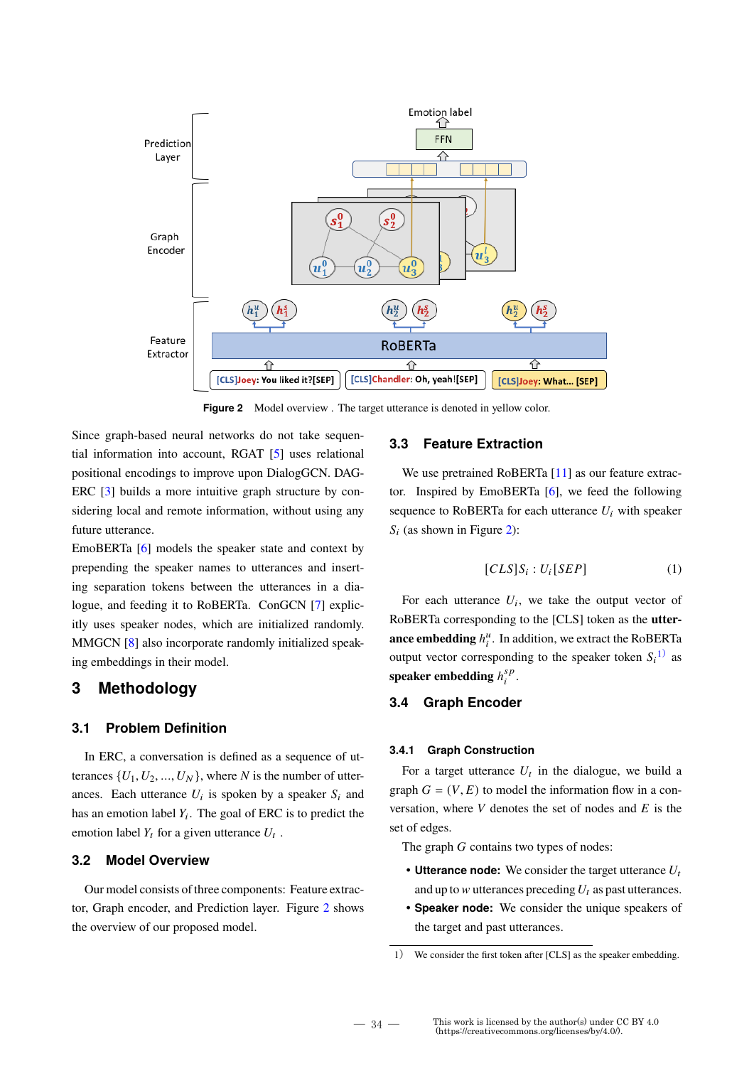Figure 2 Model overview . The target utterance is denoted in yellow color.

Since graph-based neural networks do not take sequential information into account, RGAT [5] uses relational positional encodings to improve upon DialogGCN. DAG-ERC [3] builds a more intuitive graph structure by considering local and remote information, without using any future utterance.

EmoBERTa [6] models the speaker state and context by prepending the speaker names to utterances and inserting separation tokens between the utterances in a dialogue, and feeding it to RoBERTa. ConGCN [7] explicitly uses speaker nodes, which are initialized randomly. MMGCN [8] also incorporate randomly initialized speaking embeddings in their model.

# 3 Methodology

## 3.1 Problem Definition

In ERC, a conversation is defined as a sequence of utterances $\{U_1, U_2, ..., U_N\}$, where $N$ is the number of utterances. Each utterance $U_i$ is spoken by a speaker $S_i$ and has an emotion label $Y_i$. The goal of ERC is to predict the emotion label $Y_t$ for a given utterance $U_t$ .

## 3.2 Model Overview

Our model consists of three components: Feature extractor, Graph encoder, and Prediction layer. Figure 2 shows the overview of our proposed model.

## 3.3 Feature Extraction

We use pretrained RoBERTa [11] as our feature extractor. Inspired by EmoBERTa [6], we feed the following sequence to RoBERTa for each utterance $U_i$ with speaker $S_i$ (as shown in Figure 2):

$$[CLS]S_i : U_i[SEP] \tag{1}$$

For each utterance $U_i$, we take the output vector of RoBERTa corresponding to the [CLS] token as the **utterance embedding** $h_i^u$. In addition, we extract the RoBERTa output vector corresponding to the speaker token $S_i$[1] as **speaker embedding** $h_i^{sp}$.

## 3.4 Graph Encoder

### 3.4.1 Graph Construction

For a target utterance $U_t$ in the dialogue, we build a graph $G = (V, E)$ to model the information flow in a conversation, where $V$ denotes the set of nodes and $E$ is the set of edges.

The graph $G$ contains two types of nodes:

- **Utterance node:** We consider the target utterance $U_t$ and up to $w$ utterances preceding $U_t$ as past utterances.
- **Speaker node:** We consider the unique speakers of the target and past utterances.

1) We consider the first token after [CLS] as the speaker embedding.

This work is licensed by the author(s) under CC BY 4.0 (https://creativecommons.org/licenses/by/4.0/).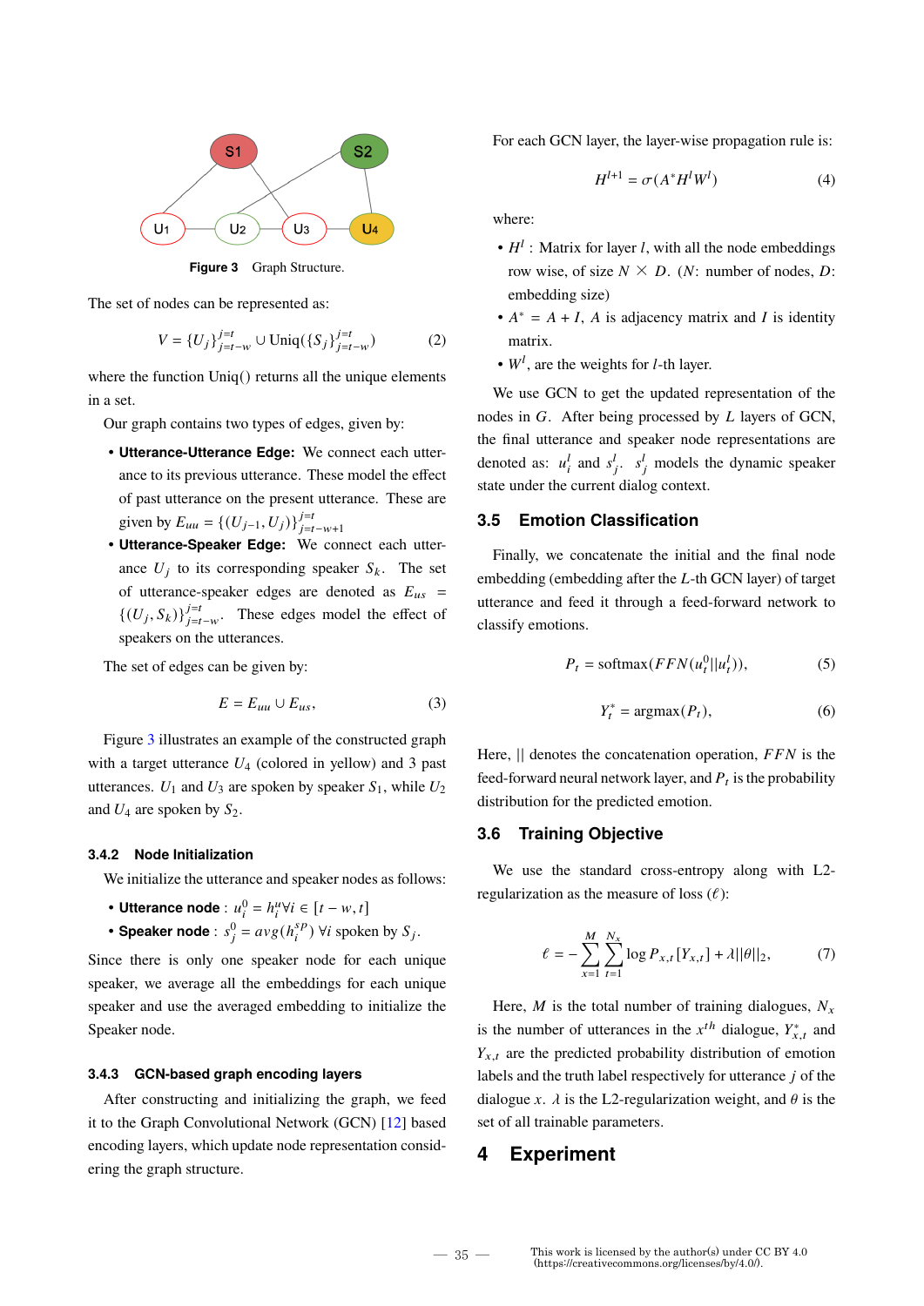Figure 3 Graph Structure.

The set of nodes can be represented as:

$$V = \{U_j\}_{j=t-w}^{j=t} \cup \text{Uniq}(\{S_j\}_{j=t-w}^{j=t}) \tag{2}$$

where the function Uniq() returns all the unique elements in a set.

Our graph contains two types of edges, given by:

- **Utterance-Utterance Edge:** We connect each utterance to its previous utterance. These model the effect of past utterance on the present utterance. These are given by $E_{uu} = \{(U_{j-1}, U_j)\}_{j=t-w+1}^{j=t}$
- **Utterance-Speaker Edge:** We connect each utterance $U_j$ to its corresponding speaker $S_k$. The set of utterance-speaker edges are denoted as $E_{us} = \{(U_j, S_k)\}_{j=t-w}^{j=t}$. These edges model the effect of speakers on the utterances.

The set of edges can be given by:

$$E = E_{uu} \cup E_{us}, \tag{3}$$

Figure 3 illustrates an example of the constructed graph with a target utterance $U_4$ (colored in yellow) and 3 past utterances. $U_1$ and $U_3$ are spoken by speaker $S_1$, while $U_2$ and $U_4$ are spoken by $S_2$.

### 3.4.2 Node Initialization

We initialize the utterance and speaker nodes as follows:

- **Utterance node** : $u_i^0 = h_i^u \forall i \in [t-w, t]$
- **Speaker node** : $s_j^0 = avg(h_i^{sp})\ \forall i$ spoken by $S_j$.

Since there is only one speaker node for each unique speaker, we average all the embeddings for each unique speaker and use the averaged embedding to initialize the Speaker node.

### 3.4.3 GCN-based graph encoding layers

After constructing and initializing the graph, we feed it to the Graph Convolutional Network (GCN) [12] based encoding layers, which update node representation considering the graph structure.

For each GCN layer, the layer-wise propagation rule is:

$$H^{l+1} = \sigma(A^* H^l W^l) \tag{4}$$

where:

- $H^l$ : Matrix for layer $l$, with all the node embeddings row wise, of size $N \times D$. ($N$: number of nodes, $D$: embedding size)
- $A^* = A + I$, $A$ is adjacency matrix and $I$ is identity matrix.
- $W^l$, are the weights for $l$-th layer.

We use GCN to get the updated representation of the nodes in $G$. After being processed by $L$ layers of GCN, the final utterance and speaker node representations are denoted as: $u_i^l$ and $s_j^l$. $s_j^l$ models the dynamic speaker state under the current dialog context.

## 3.5 Emotion Classification

Finally, we concatenate the initial and the final node embedding (embedding after the $L$-th GCN layer) of target utterance and feed it through a feed-forward network to classify emotions.

$$P_t = \text{softmax}(FFN(u_t^0 || u_t^l)), \tag{5}$$

$$Y_t^* = \text{argmax}(P_t), \tag{6}$$

Here, $||$ denotes the concatenation operation, $FFN$ is the feed-forward neural network layer, and $P_t$ is the probability distribution for the predicted emotion.

## 3.6 Training Objective

We use the standard cross-entropy along with L2-regularization as the measure of loss ($\ell$):

$$\ell = -\sum_{x=1}^{M} \sum_{t=1}^{N_x} \log P_{x,t}[Y_{x,t}] + \lambda ||\theta||_2, \tag{7}$$

Here, $M$ is the total number of training dialogues, $N_x$ is the number of utterances in the $x^{th}$ dialogue, $Y_{x,t}^*$ and $Y_{x,t}$ are the predicted probability distribution of emotion labels and the truth label respectively for utterance $j$ of the dialogue $x$. $\lambda$ is the L2-regularization weight, and $\theta$ is the set of all trainable parameters.

# 4 Experiment

This work is licensed by the author(s) under CC BY 4.0 (https://creativecommons.org/licenses/by/4.0/).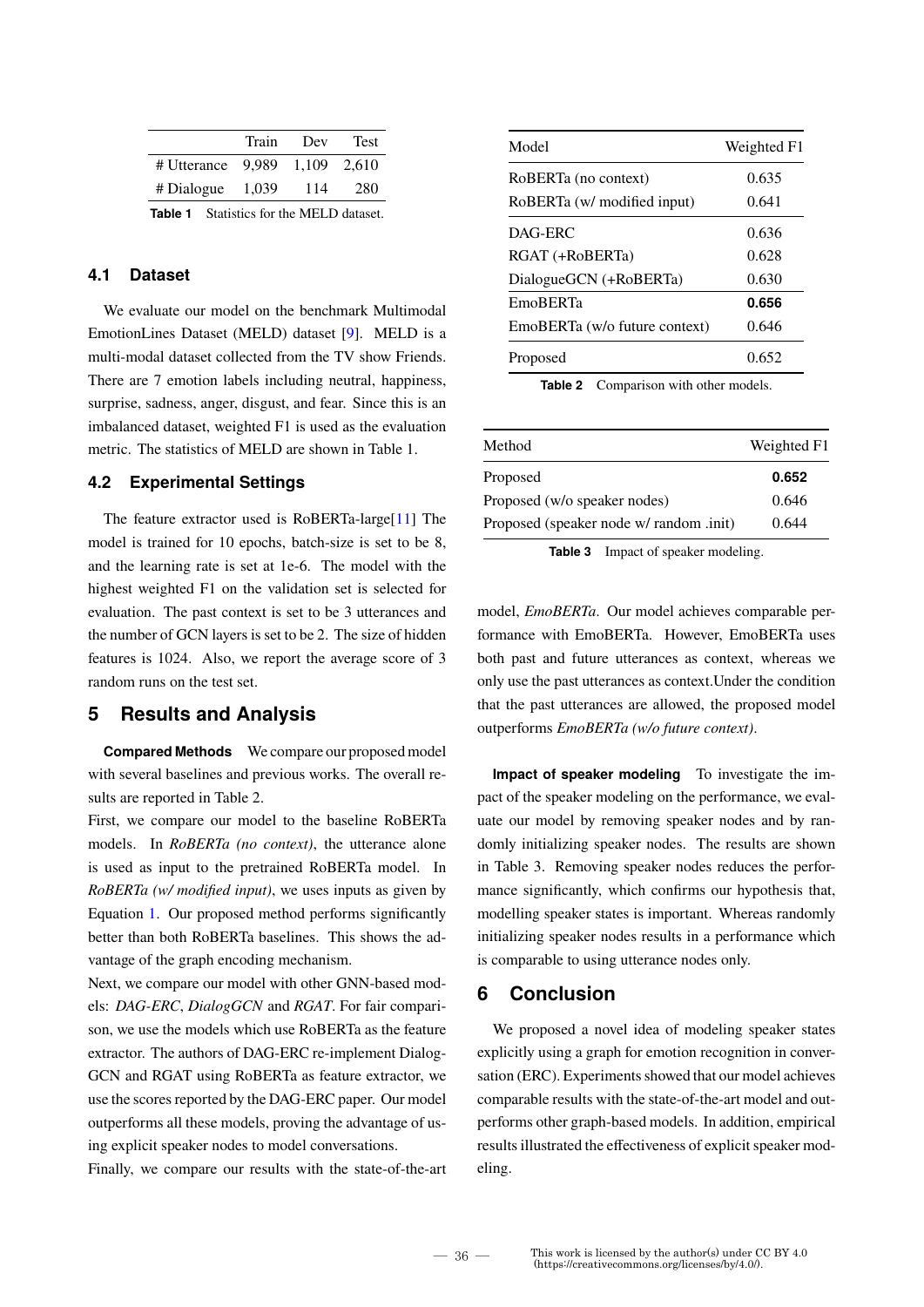|  | Train | Dev | Test |
|---|---|---|---|
| # Utterance | 9,989 | 1,109 | 2,610 |
| # Dialogue | 1,039 | 114 | 280 |

**Table 1** Statistics for the MELD dataset.

### 4.1 Dataset

We evaluate our model on the benchmark Multimodal EmotionLines Dataset (MELD) dataset [9]. MELD is a multi-modal dataset collected from the TV show Friends. There are 7 emotion labels including neutral, happiness, surprise, sadness, anger, disgust, and fear. Since this is an imbalanced dataset, weighted F1 is used as the evaluation metric. The statistics of MELD are shown in Table 1.

### 4.2 Experimental Settings

The feature extractor used is RoBERTa-large[11] The model is trained for 10 epochs, batch-size is set to be 8, and the learning rate is set at 1e-6. The model with the highest weighted F1 on the validation set is selected for evaluation. The past context is set to be 3 utterances and the number of GCN layers is set to be 2. The size of hidden features is 1024. Also, we report the average score of 3 random runs on the test set.

## 5 Results and Analysis

**Compared Methods** We compare our proposed model with several baselines and previous works. The overall results are reported in Table 2.

First, we compare our model to the baseline RoBERTa models. In *RoBERTa (no context)*, the utterance alone is used as input to the pretrained RoBERTa model. In *RoBERTa (w/ modified input)*, we uses inputs as given by Equation 1. Our proposed method performs significantly better than both RoBERTa baselines. This shows the advantage of the graph encoding mechanism.

Next, we compare our model with other GNN-based models: *DAG-ERC*, *DialogGCN* and *RGAT*. For fair comparison, we use the models which use RoBERTa as the feature extractor. The authors of DAG-ERC re-implement DialogGCN and RGAT using RoBERTa as feature extractor, we use the scores reported by the DAG-ERC paper. Our model outperforms all these models, proving the advantage of using explicit speaker nodes to model conversations.

Finally, we compare our results with the state-of-the-art model, *EmoBERTa*. Our model achieves comparable performance with EmoBERTa. However, EmoBERTa uses both past and future utterances as context, whereas we only use the past utterances as context.Under the condition that the past utterances are allowed, the proposed model outperforms *EmoBERTa (w/o future context)*.

| Model | Weighted F1 |
|---|---|
| RoBERTa (no context) | 0.635 |
| RoBERTa (w/ modified input) | 0.641 |
| DAG-ERC | 0.636 |
| RGAT (+RoBERTa) | 0.628 |
| DialogueGCN (+RoBERTa) | 0.630 |
| EmoBERTa | **0.656** |
| EmoBERTa (w/o future context) | 0.646 |
| Proposed | 0.652 |

**Table 2** Comparison with other models.

| Method | Weighted F1 |
|---|---|
| Proposed | **0.652** |
| Proposed (w/o speaker nodes) | 0.646 |
| Proposed (speaker node w/ random .init) | 0.644 |

**Table 3** Impact of speaker modeling.

**Impact of speaker modeling** To investigate the impact of the speaker modeling on the performance, we evaluate our model by removing speaker nodes and by randomly initializing speaker nodes. The results are shown in Table 3. Removing speaker nodes reduces the performance significantly, which confirms our hypothesis that, modelling speaker states is important. Whereas randomly initializing speaker nodes results in a performance which is comparable to using utterance nodes only.

## 6 Conclusion

We proposed a novel idea of modeling speaker states explicitly using a graph for emotion recognition in conversation (ERC). Experiments showed that our model achieves comparable results with the state-of-the-art model and outperforms other graph-based models. In addition, empirical results illustrated the effectiveness of explicit speaker modeling.

This work is licensed by the author(s) under CC BY 4.0 (https://creativecommons.org/licenses/by/4.0/).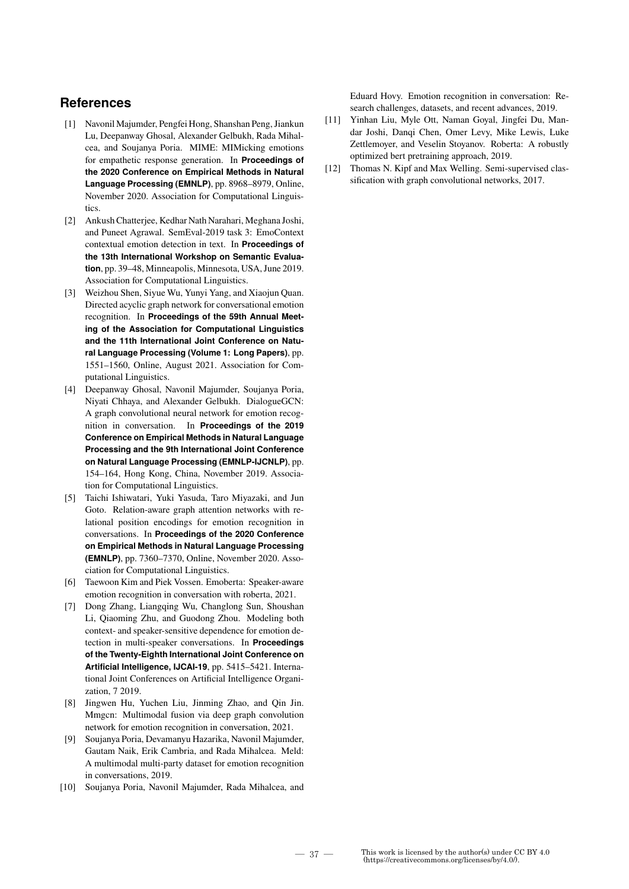## References

[1] Navonil Majumder, Pengfei Hong, Shanshan Peng, Jiankun Lu, Deepanway Ghosal, Alexander Gelbukh, Rada Mihalcea, and Soujanya Poria. MIME: MIMicking emotions for empathetic response generation. In **Proceedings of the 2020 Conference on Empirical Methods in Natural Language Processing (EMNLP)**, pp. 8968–8979, Online, November 2020. Association for Computational Linguistics.

[2] Ankush Chatterjee, Kedhar Nath Narahari, Meghana Joshi, and Puneet Agrawal. SemEval-2019 task 3: EmoContext contextual emotion detection in text. In **Proceedings of the 13th International Workshop on Semantic Evaluation**, pp. 39–48, Minneapolis, Minnesota, USA, June 2019. Association for Computational Linguistics.

[3] Weizhou Shen, Siyue Wu, Yunyi Yang, and Xiaojun Quan. Directed acyclic graph network for conversational emotion recognition. In **Proceedings of the 59th Annual Meeting of the Association for Computational Linguistics and the 11th International Joint Conference on Natural Language Processing (Volume 1: Long Papers)**, pp. 1551–1560, Online, August 2021. Association for Computational Linguistics.

[4] Deepanway Ghosal, Navonil Majumder, Soujanya Poria, Niyati Chhaya, and Alexander Gelbukh. DialogueGCN: A graph convolutional neural network for emotion recognition in conversation. In **Proceedings of the 2019 Conference on Empirical Methods in Natural Language Processing and the 9th International Joint Conference on Natural Language Processing (EMNLP-IJCNLP)**, pp. 154–164, Hong Kong, China, November 2019. Association for Computational Linguistics.

[5] Taichi Ishiwatari, Yuki Yasuda, Taro Miyazaki, and Jun Goto. Relation-aware graph attention networks with relational position encodings for emotion recognition in conversations. In **Proceedings of the 2020 Conference on Empirical Methods in Natural Language Processing (EMNLP)**, pp. 7360–7370, Online, November 2020. Association for Computational Linguistics.

[6] Taewoon Kim and Piek Vossen. Emoberta: Speaker-aware emotion recognition in conversation with roberta, 2021.

[7] Dong Zhang, Liangqing Wu, Changlong Sun, Shoushan Li, Qiaoming Zhu, and Guodong Zhou. Modeling both context- and speaker-sensitive dependence for emotion detection in multi-speaker conversations. In **Proceedings of the Twenty-Eighth International Joint Conference on Artificial Intelligence, IJCAI-19**, pp. 5415–5421. International Joint Conferences on Artificial Intelligence Organization, 7 2019.

[8] Jingwen Hu, Yuchen Liu, Jinming Zhao, and Qin Jin. Mmgcn: Multimodal fusion via deep graph convolution network for emotion recognition in conversation, 2021.

[9] Soujanya Poria, Devamanyu Hazarika, Navonil Majumder, Gautam Naik, Erik Cambria, and Rada Mihalcea. Meld: A multimodal multi-party dataset for emotion recognition in conversations, 2019.

[10] Soujanya Poria, Navonil Majumder, Rada Mihalcea, and Eduard Hovy. Emotion recognition in conversation: Research challenges, datasets, and recent advances, 2019.

[11] Yinhan Liu, Myle Ott, Naman Goyal, Jingfei Du, Mandar Joshi, Danqi Chen, Omer Levy, Mike Lewis, Luke Zettlemoyer, and Veselin Stoyanov. Roberta: A robustly optimized bert pretraining approach, 2019.

[12] Thomas N. Kipf and Max Welling. Semi-supervised classification with graph convolutional networks, 2017.

This work is licensed by the author(s) under CC BY 4.0 (https://creativecommons.org/licenses/by/4.0/).